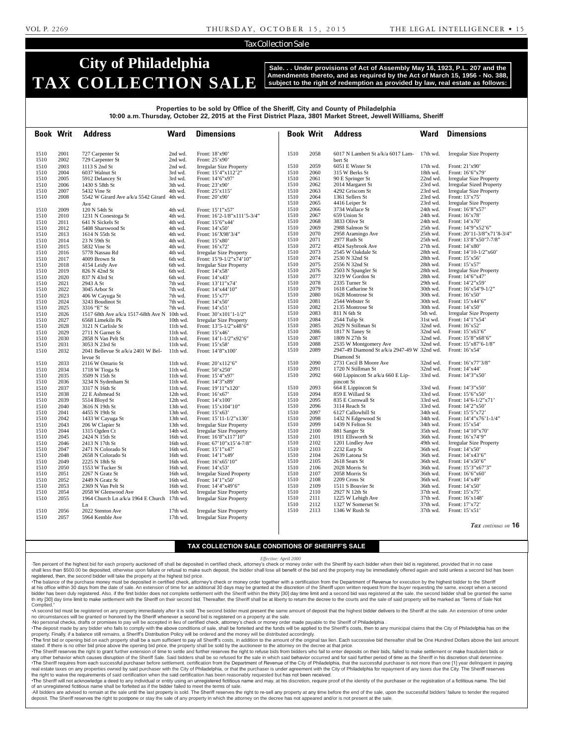Tax Collection Sale

# City of Philadelphia TAX COLLECTION SALE

**Sale. . . Under provisions of Act of Assembly May 16, 1923, P.L. 207 and the Amendments thereto, and as required by the Act of March 15, 1956 - No. 388, subject to the right of redemption as provided by law, real estate as follows:**

**Properties to be sold by Office of the Sheriff, City and County of Philadelphia**
**10:00 a.m. Thursday, October 22, 2015 at the First District Plaza, 3801 Market Street, Jewell Williams, Sheriff**

| Book | Writ | Address | Ward | Dimensions |
|---|---|---|---|---|
| 1510 | 2001 | 727 Carpenter St | 2nd wd. | Front: 18'x90' |
| 1510 | 2002 | 729 Carpenter St | 2nd wd. | Front: 25'x90' |
| 1510 | 2003 | 1113 S 2nd St | 2nd wd. | Irregular Size Property |
| 1510 | 2004 | 6037 Walnut St | 3rd wd. | Front: 15'4"x112'2" |
| 1510 | 2005 | 5912 Delancey St | 3rd wd. | Front: 14'6"x97' |
| 1510 | 2006 | 1430 S 58th St | 3th wd. | Front: 23'x90' |
| 1510 | 2007 | 5432 Vine St | 4th wd. | Front: 25'x115' |
| 1510 | 2008 | 5542 W Girard Ave a/k/a 5542 Girard Ave | 4th wd. | Front: 20'x90' |
| 1510 | 2009 | 120 N 54th St | 4th wd. | Front: 15'1"x57' |
| 1510 | 2010 | 1231 N Conestoga St | 4th wd. | Front: 16'2-1/8"x111'5-3/4" |
| 1510 | 2011 | 641 N Sickels St | 4th wd. | Front: 15'6"x44' |
| 1510 | 2012 | 5408 Sharswood St | 4th wd. | Front: 14'x50' |
| 1510 | 2013 | 1614 N 55th St | 4th wd. | Front: 16'X98'3/4" |
| 1510 | 2014 | 23 N 59th St | 4th wd. | Front: 15'x80' |
| 1510 | 2015 | 5832 Vine St | 4th wd. | Front: 16'x72' |
| 1510 | 2016 | 5778 Nassau Rd | 4th wd. | Irregular Size Property |
| 1510 | 2017 | 4009 Brown St | 6th wd. | Front: 15'9-1/2"x74'10" |
| 1510 | 2018 | 4154 Leidy Ave | 6th wd. | Irregular Size Property |
| 1510 | 2019 | 826 N 42nd St | 6th wd. | Front: 14'x58' |
| 1510 | 2020 | 837 N 43rd St | 6th wd. | Front: 14'x43' |
| 1510 | 2021 | 2943 A St | 7th wd. | Front: 13'11"x74' |
| 1510 | 2022 | 3045 Arbor St | 7th wd. | Front: 14'x44'10" |
| 1510 | 2023 | 406 W Cayuga St | 7th wd. | Front: 15'x77' |
| 1510 | 2024 | 3243 Boudinot St | 7th wd. | Front: 14'x50' |
| 1510 | 2025 | 3316 "E" St | 7th wd. | Front: 14'x51' |
| 1510 | 2026 | 1517 68th Ave a/k/a 1517-68th Ave N | 10th wd. | Front: 30'x101'1-1/2" |
| 1510 | 2027 | 6568 Limekiln Pk | 10th wd. | Irregular Size Property |
| 1510 | 2028 | 3121 N Carlisle St | 11th wd. | Front: 13'5-1/2"x48'6" |
| 1510 | 2029 | 2711 N Garnet St | 11th wd. | Front: 15'x46' |
| 1510 | 2030 | 2858 N Van Pelt St | 11th wd. | Front: 14'1-1/2"x92'6" |
| 1510 | 2031 | 3053 N 23rd St | 11th wd. | Front: 15'x58' |
| 1510 | 2032 | 2041 Bellevue St a/k/a 2401 W Bellevue St | 11th wd. | Front: 14'8"x100' |
| 1510 | 2033 | 2116 W Ontario St | 11th wd. | Front: 20'x112'6" |
| 1510 | 2034 | 1718 W Tioga St | 11th wd. | Front: 50'x250' |
| 1510 | 2035 | 3509 N 15th St | 11th wd. | Front: 15'4"x97' |
| 1510 | 2036 | 3234 N Sydenham St | 11th wd. | Front: 14'3"x89' |
| 1510 | 2037 | 3317 N 16th St | 11th wd. | Front: 19'11"x120' |
| 1510 | 2038 | 22 E Ashmead St | 12th wd. | Front: 16'x67' |
| 1510 | 2039 | 5514 Bloyd St | 12th wd. | Front: 14'x100' |
| 1510 | 2040 | 3616 N 19th St | 13th wd. | Front: 15'x104'10" |
| 1510 | 2041 | 4455 N 19th St | 13th wd. | Front: 15'x63' |
| 1510 | 2042 | 1433 W Cayuga St | 13th wd. | Front: 15'11-1/2"x130' |
| 1510 | 2043 | 206 W Clapier St | 13th wd. | Irregular Size Property |
| 1510 | 2044 | 1315 Ogden Ct | 14th wd. | Irregular Size Property |
| 1510 | 2045 | 2424 N 15th St | 16th wd. | Front: 16'8"x117'10" |
| 1510 | 2046 | 2413 N 17th St | 16th wd. | Front: 67'10"x15'4-7/8" |
| 1510 | 2047 | 2471 N Colorado St | 16th wd. | Front: 15'1"x47' |
| 1510 | 2048 | 2658 N Colorado St | 16th wd. | Front: 14'1"x49' |
| 1510 | 2049 | 2225 N 18th St | 16th wd. | Front: 16'x65'10" |
| 1510 | 2050 | 1553 W Tucker St | 16th wd. | Front: 14'x53' |
| 1510 | 2051 | 2267 N Gratz St | 16th wd. | Irregular Sized Property |
| 1510 | 2052 | 2449 N Gratz St | 16th wd. | Front: 14'1"x50' |
| 1510 | 2053 | 2369 N Van Pelt St | 16th wd. | Front: 14'4"x49'6" |
| 1510 | 2054 | 2058 W Glenwood Ave | 16th wd. | Irregular Size Property |
| 1510 | 2055 | 1964 Church Ln a/k/a 1964 E Church Ln | 17th wd. | Irregular Size Property |
| 1510 | 2056 | 2022 Stenton Ave | 17th wd. | Irregular Size Property |
| 1510 | 2057 | 5964 Kemble Ave | 17th wd. | Irregular Size Property |
| 1510 | 2058 | 6017 N Lambert St a/k/a 6017 Lambert St | 17th wd. | Irregular Size Property |
| 1510 | 2059 | 6051 E Wister St | 17th wd. | Front: 21'x90' |
| 1510 | 2060 | 315 W Berks St | 18th wd. | Front: 16'6"x79' |
| 1510 | 2061 | 90 E Springer St | 22nd wd. | Irregular Size Property |
| 1510 | 2062 | 2014 Margaret St | 23rd wd. | Irregular Sized Property |
| 1510 | 2063 | 4292 Griscom St | 23rd wd. | Irregular Size Property |
| 1510 | 2064 | 1361 Sellers St | 23rd wd. | Front: 13'x75' |
| 1510 | 2065 | 4416 Leiper St | 23rd wd. | Irregular Size Property |
| 1510 | 2066 | 3734 Wallace St | 24th wd. | Front: 16'8"x57' |
| 1510 | 2067 | 659 Union St | 24th wd. | Front: 16'x78' |
| 1510 | 2068 | 3833 Olive St | 24th wd. | Front: 14'x70' |
| 1510 | 2069 | 2988 Salmon St | 25th wd. | Front: 14'9"x52'6" |
| 1510 | 2070 | 2958 Aramingo Ave | 25th wd. | Front: 20'11-3/8"x71'8-3/4" |
| 1510 | 2071 | 2977 Ruth St | 25th wd. | Front: 13'8"x50'7-7/8" |
| 1510 | 2072 | 4924 Saybrook Ave | 27th wd. | Front: 14'x80' |
| 1510 | 2073 | 2545 W Oakdale St | 28th wd. | Front: 14'10-1/2"x60' |
| 1510 | 2074 | 2530 N 32nd St | 28th wd. | Front: 15'x56' |
| 1510 | 2075 | 2556 N 32nd St | 28th wd. | Front: 15'x57' |
| 1510 | 2076 | 2503 N Spangler St | 28th wd. | Irregular Size Property |
| 1510 | 2077 | 3219 W Gordon St | 28th wd. | Front: 14'6"x47' |
| 1510 | 2078 | 2335 Turner St | 29th wd. | Front: 14'2"x59' |
| 1510 | 2079 | 1618 Catharine St | 30th wd. | Front: 16'x54'9-1/2" |
| 1510 | 2080 | 1628 Montrose St | 30th wd. | Front: 16'x50' |
| 1510 | 2081 | 2544 Webster St | 30th wd. | Front: 15'x44'6" |
| 1510 | 2082 | 2135 Montrose St | 30th wd. | Front: 14'x50' |
| 1510 | 2083 | 811 N 6th St | 5th wd. | Irregular Size Property |
| 1510 | 2084 | 2544 Tulip St | 31st wd. | Front: 14'1"x54' |
| 1510 | 2085 | 2029 N Stillman St | 32nd wd. | Front: 16'x52' |
| 1510 | 2086 | 1817 N Taney St | 32nd wd. | Front: 15'x63'6" |
| 1510 | 2087 | 1809 N 27th St | 32nd wd. | Front: 15'8"x68'6" |
| 1510 | 2088 | 2535 W Montgomery Ave | 32nd wd. | Front: 15'x87'6-1/8" |
| 1510 | 2089 | 2947-49 Diamond St a/k/a 2947-49 W Diamond St | 32nd wd. | Front: 16'x54' |
| 1510 | 2090 | 2731 Cecil B Moore Ave | 32nd wd. | Front: 16'x77'3/8" |
| 1510 | 2091 | 1720 N Stillman St | 32nd wd. | Front: 14'x44' |
| 1510 | 2092 | 660 Lippincott St a/k/a 660 E Lippincott St | 33rd wd. | Front: 14'3"x50' |
| 1510 | 2093 | 664 E Lippincott St | 33rd wd. | Front: 14'3"x50' |
| 1510 | 2094 | 859 E Willard St | 33rd wd. | Front: 15'6"x50' |
| 1510 | 2095 | 835 E Cornwall St | 33rd wd. | Front: 14'6-1/2"x71' |
| 1510 | 2096 | 3114 Reach St | 33rd wd. | Front: 14'2"x50' |
| 1510 | 2097 | 6127 Callowhill St | 34th wd. | Front: 15'5"x72' |
| 1510 | 2098 | 1432 N Edgewood St | 34th wd. | Front: 14'4"x76'1-1/4" |
| 1510 | 2099 | 1439 N Felton St | 34th wd. | Front: 15'x54' |
| 1510 | 2100 | 881 Sanger St | 35th wd. | Front: 14'10"x70' |
| 1510 | 2101 | 1911 Ellsworth St | 36th wd. | Front: 16'x74'9" |
| 1510 | 2102 | 1201 Lindley Ave | 49th wd. | Irregular Size Property |
| 1510 | 2103 | 2232 Earp St | 36th wd. | Front: 14'x50' |
| 1510 | 2104 | 2639 Latona St | 36th wd. | Front: 14'x43'6" |
| 1510 | 2105 | 2618 Sears St | 36th wd. | Front: 14'x50'6" |
| 1510 | 2106 | 2028 Morris St | 36th wd. | Front: 15'3"x67'3" |
| 1510 | 2107 | 2058 Morris St | 36th wd. | Front: 16'6"x60' |
| 1510 | 2108 | 2209 Cross St | 36th wd. | Front: 14'x49' |
| 1510 | 2109 | 1511 S Bouvier St | 36th wd. | Front: 14'x50' |
| 1510 | 2110 | 2927 N 12th St | 37th wd. | Front: 15'x75' |
| 1510 | 2111 | 1225 W Lehigh Ave | 37th wd. | Front: 16'x148' |
| 1510 | 2112 | 1327 W Somerset St | 37th wd. | Front: 17'x72' |
| 1510 | 2113 | 1346 W Rush St | 37th wd. | Front: 15'x51' |

***Tax** continues on* **16**

## TAX COLLECTION SALE CONDITIONS OF SHERIFF'S SALE

*Effective: April 2000*

·Ten percent of the highest bid for each property auctioned off shall be deposited in certified check, attorney's check or money order with the Sheriff by each bidder when their bid is registered, provided that in no case shall less than $500.00 be deposited, otherwise upon failure or refusal to make such deposit, the bidder shall lose all benefit of the bid and the property may be immediately offered again and sold unless a second bid has been registered, then, the second bidder will take the property at the highest bid price.

·The balance of the purchase money must be deposited in certified check, attorney's check or money order together with a certification from the Department of Revenue for execution by the highest bidder to the Sheriff at his office within 30 days from the date of sale. An extension of time for an additional 30 days may be granted at the discretion of the Sheriff upon written request from the buyer requesting the same, except when a second bidder has been duly registered. Also, if the first bidder does not complete settlement with the Sheriff within the thirty [30] day time limit and a second bid was registered at the sale, the second bidder shall be granted the same th irty [30] day time limit to make settlement with the Sheriff on their second bid. Thereafter, the Sheriff shall be at liberty to return the decree to the courts and the sale of said property will be marked as "Terms of Sale Not Complied."

·A second bid must be registered on any property immediately after it is sold. The second bidder must present the same amount of deposit that the highest bidder delivers to the Sheriff at the sale. An extension of time under no circumstances will be granted or honored by the Sheriff whenever a second bid is registered on a property at the sale.

·No personal checks, drafts or promises to pay will be accepted in lieu of certified check, attorney's check or money order made payable to the Sheriff of Philadelphia .

·The deposit made by any bidder who fails to comply with the above conditions of sale, shall be forteited and the funds will be applied to the Sheriff's costs, then to any municipal claims that the City of Philadelphia has on the property. Finally, if a balance still remains, a Sheriff's Distribution Policy will be ordered and the money will be distributed accordingly.

·The first bid or opening bid on each property shall be a sum sufficient to pay all Sheriff's costs, in addition to the amount of the original tax lien. Each successive bid thereafter shall be One Hundred Dollars above the last amount stated. If there is no other bid price above the opening bid price, the property shall be sold by the auctioneer to the attorney on the decree at that price.

·The Sheriff reserves the right to grant further extension of time to settle and further reserves the right to refuse bids from bidders who fail to enter deposits on their bids, failed to make settlement or make fraudulent bids or any other behavior which causes disruption of the Sheriff Sale. Said bidders shall be so refused for the sale in which said behavior occurred and for said further period of time as the Sheriff in his discretion shall determine.

·The Sheriff requires from each successful purchaser before settlement, certification from the Department of Revenue of the City of Philadelphia, that the successful purchaser is not more than one [1] year delinquent in paying real estate taxes on any properties owned by said purchaser with the City of Philadelphia, or that the purchaser is under agreement with the City of Philadelphia for repayment of any taxes due the City. The Sheriff reserves the right to waive the requirements of said certification when the said certification has been reasonably requested but has not been received.

·The Sheriff will not acknowledge a deed to any individual or entity using an unregistered fictitious name and may, at his discretion, require proof of the identity of the purchaser or the registration of a fictitious name. The bid of an unregistered fictitious name shall be forfeited as if the bidder failed to meet the terms of sale.

·All bidders are advised to remain at the sale until the last property is sold. The Sheriff reserves the right to re-sell any property at any time before the end of the sale, upon the successful bidders' failure to tender the required deposit. The Sheriff reserves the right to postpone or stay the sale of any property in which the attorney on the decree has not appeared and/or is not present at the sale.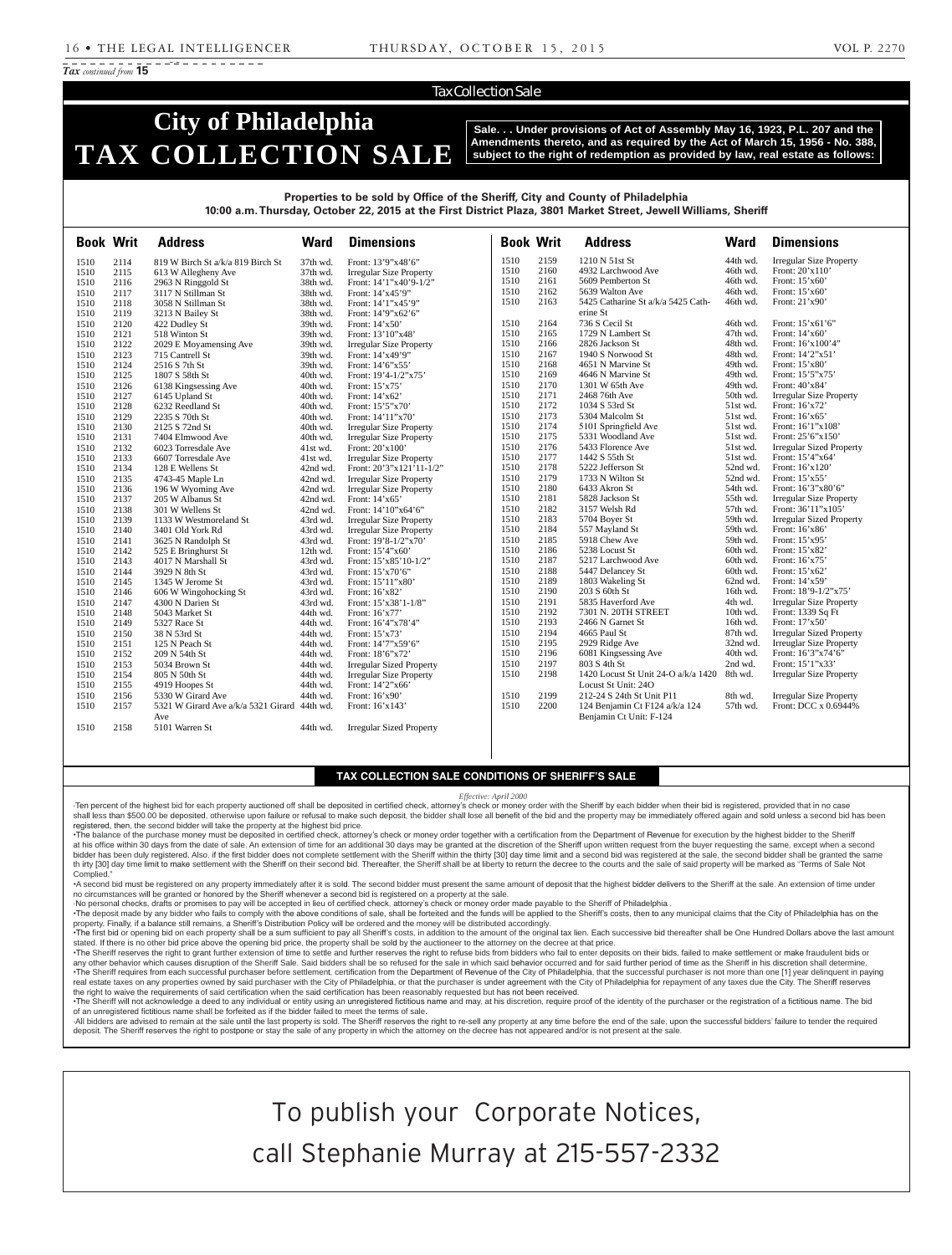*Tax continued from* **15**

Tax Collection Sale

# City of Philadelphia TAX COLLECTION SALE

**Sale. . . Under provisions of Act of Assembly May 16, 1923, P.L. 207 and the Amendments thereto, and as required by the Act of March 15, 1956 - No. 388, subject to the right of redemption as provided by law, real estate as follows:**

**Properties to be sold by Office of the Sheriff, City and County of Philadelphia**
**10:00 a.m. Thursday, October 22, 2015 at the First District Plaza, 3801 Market Street, Jewell Williams, Sheriff**

| Book | Writ | Address | Ward | Dimensions |
|---|---|---|---|---|
| 1510 | 2114 | 819 W Birch St a/k/a 819 Birch St | 37th wd. | Front: 13'9"x48'6" |
| 1510 | 2115 | 613 W Allegheny Ave | 37th wd. | Irregular Size Property |
| 1510 | 2116 | 2963 N Ringgold St | 38th wd. | Front: 14'1"x40'9-1/2" |
| 1510 | 2117 | 3117 N Stillman St | 38th wd. | Front: 14'x45'9" |
| 1510 | 2118 | 3058 N Stillman St | 38th wd. | Front: 14'1"x45'9" |
| 1510 | 2119 | 3213 N Bailey St | 38th wd. | Front: 14'9"x62'6" |
| 1510 | 2120 | 422 Dudley St | 39th wd. | Front: 14'x50' |
| 1510 | 2121 | 518 Winton St | 39th wd. | Front: 13'10"x48' |
| 1510 | 2122 | 2029 E Moyamensing Ave | 39th wd. | Irregular Size Property |
| 1510 | 2123 | 715 Cantrell St | 39th wd. | Front: 14'x49'9" |
| 1510 | 2124 | 2516 S 7th St | 39th wd. | Front: 14'6"x55' |
| 1510 | 2125 | 1807 S 58th St | 40th wd. | Front: 19'4-1/2"x75' |
| 1510 | 2126 | 6138 Kingsessing Ave | 40th wd. | Front: 15'x75' |
| 1510 | 2127 | 6145 Upland St | 40th wd. | Front: 14'x62' |
| 1510 | 2128 | 6232 Reedland St | 40th wd. | Front: 15'5"x70' |
| 1510 | 2129 | 2235 S 70th St | 40th wd. | Front: 14'11"x70' |
| 1510 | 2130 | 2125 S 72nd St | 40th wd. | Irregular Size Property |
| 1510 | 2131 | 7404 Elmwood Ave | 40th wd. | Irregular Size Property |
| 1510 | 2132 | 6023 Torresdale Ave | 41st wd. | Front: 20'x100' |
| 1510 | 2133 | 6607 Torresdale Ave | 41st wd. | Irregular Size Property |
| 1510 | 2134 | 128 E Wellens St | 42nd wd. | Front: 20'3"x121'11-1/2" |
| 1510 | 2135 | 4743-45 Maple Ln | 42nd wd. | Irregular Size Property |
| 1510 | 2136 | 196 W Wyoming Ave | 42nd wd. | Irregular Size Property |
| 1510 | 2137 | 205 W Albanus St | 42nd wd. | Front: 14'x65' |
| 1510 | 2138 | 301 W Wellens St | 42nd wd. | Front: 14'10"x64'6" |
| 1510 | 2139 | 1133 W Westmoreland St | 43rd wd. | Irregular Size Property |
| 1510 | 2140 | 3401 Old York Rd | 43rd wd. | Irregular Size Property |
| 1510 | 2141 | 3625 N Randolph St | 43rd wd. | Front: 19'8-1/2"x70' |
| 1510 | 2142 | 525 E Bringhurst St | 12th wd. | Front: 15'4"x60' |
| 1510 | 2143 | 4017 N Marshall St | 43rd wd. | Front: 15'x85'10-1/2" |
| 1510 | 2144 | 3929 N 8th St | 43rd wd. | Front: 15'x70'6" |
| 1510 | 2145 | 1345 W Jerome St | 43rd wd. | Front: 15'11"x80' |
| 1510 | 2146 | 606 W Wingohocking St | 43rd wd. | Front: 16'x82' |
| 1510 | 2147 | 4300 N Darien St | 43rd wd. | Front: 15'x38'1-1/8" |
| 1510 | 2148 | 5043 Market St | 44th wd. | Front: 16'x77' |
| 1510 | 2149 | 5327 Race St | 44th wd. | Front: 16'4"x78'4" |
| 1510 | 2150 | 38 N 53rd St | 44th wd. | Front: 15'x73' |
| 1510 | 2151 | 125 N Peach St | 44th wd. | Front: 14'7"x59'6" |
| 1510 | 2152 | 209 N 54th St | 44th wd. | Front: 18'6"x72' |
| 1510 | 2153 | 5034 Brown St | 44th wd. | Irregular Sized Property |
| 1510 | 2154 | 805 N 50th St | 44th wd. | Irregular Size Property |
| 1510 | 2155 | 4919 Hoopes St | 44th wd. | Front: 14'2"x66' |
| 1510 | 2156 | 5330 W Girard Ave | 44th wd. | Front: 16'x90' |
| 1510 | 2157 | 5321 W Girard Ave a/k/a 5321 Girard Ave | 44th wd. | Front: 16'x143' |
| 1510 | 2158 | 5101 Warren St | 44th wd. | Irregular Sized Property |
| 1510 | 2159 | 1210 N 51st St | 44th wd. | Irregular Size Property |
| 1510 | 2160 | 4932 Larchwood Ave | 46th wd. | Front: 20'x110' |
| 1510 | 2161 | 5609 Pemberton St | 46th wd. | Front: 15'x60' |
| 1510 | 2162 | 5639 Walton Ave | 46th wd. | Front: 15'x60' |
| 1510 | 2163 | 5425 Catharine St a/k/a 5425 Catherine St | 46th wd. | Front: 21'x90' |
| 1510 | 2164 | 736 S Cecil St | 46th wd. | Front: 15'x61'6" |
| 1510 | 2165 | 1729 N Lambert St | 47th wd. | Front: 14'x60' |
| 1510 | 2166 | 2826 Jackson St | 48th wd. | Front: 16'x100'4" |
| 1510 | 2167 | 1940 S Norwood St | 48th wd. | Front: 14'2"x51' |
| 1510 | 2168 | 4651 N Marvine St | 49th wd. | Front: 15'x80' |
| 1510 | 2169 | 4646 N Marvine St | 49th wd. | Front: 15'5"x75' |
| 1510 | 2170 | 1301 W 65th Ave | 49th wd. | Front: 40'x84' |
| 1510 | 2171 | 2468 76th Ave | 50th wd. | Irregular Size Property |
| 1510 | 2172 | 1034 S 53rd St | 51st wd. | Front: 16'x72' |
| 1510 | 2173 | 5304 Malcolm St | 51st wd. | Front: 16'x65' |
| 1510 | 2174 | 5101 Springfield Ave | 51st wd. | Front: 16'1"x108' |
| 1510 | 2175 | 5331 Woodland Ave | 51st wd. | Front: 25'6"x150' |
| 1510 | 2176 | 5433 Florence Ave | 51st wd. | Irregular Sized Property |
| 1510 | 2177 | 1442 S 55th St | 51st wd. | Front: 15'4"x64' |
| 1510 | 2178 | 5222 Jefferson St | 52nd wd. | Front: 16'x120' |
| 1510 | 2179 | 1733 N Wilton St | 52nd wd. | Front: 15'x55' |
| 1510 | 2180 | 6433 Akron St | 54th wd. | Front: 16'3"x80'6" |
| 1510 | 2181 | 5828 Jackson St | 55th wd. | Irregular Size Property |
| 1510 | 2182 | 3157 Welsh Rd | 57th wd. | Front: 36'11"x105' |
| 1510 | 2183 | 5704 Boyer St | 59th wd. | Irregular Sized Property |
| 1510 | 2184 | 557 Mayland St | 59th wd. | Front: 16'x86' |
| 1510 | 2185 | 5918 Chew Ave | 59th wd. | Front: 15'x95' |
| 1510 | 2186 | 5238 Locust St | 60th wd. | Front: 15'x82' |
| 1510 | 2187 | 5217 Larchwood Ave | 60th wd. | Front: 16'x75' |
| 1510 | 2188 | 5447 Delancey St | 60th wd. | Front: 15'x62' |
| 1510 | 2189 | 1803 Wakeling St | 62nd wd. | Front: 14'x59' |
| 1510 | 2190 | 203 S 60th St | 16th wd. | Front: 18'9-1/2"x75' |
| 1510 | 2191 | 5835 Haverford Ave | 4th wd. | Irregular Size Property |
| 1510 | 2192 | 7301 N. 20TH STREET | 10th wd. | Front: 1339 Sq Ft |
| 1510 | 2193 | 2466 N Garnet St | 16th wd. | Front: 17'x50' |
| 1510 | 2194 | 4665 Paul St | 87th wd. | Irregular Sized Property |
| 1510 | 2195 | 2929 Ridge Ave | 32nd wd. | Irregular Size Property |
| 1510 | 2196 | 6081 Kingsessing Ave | 40th wd. | Front: 16'3"x74'6" |
| 1510 | 2197 | 803 S 4th St | 2nd wd. | Front: 15'1"x33' |
| 1510 | 2198 | 1420 Locust St Unit 24-O a/k/a 1420 Locust St Unit: 24O | 8th wd. | Irregular Size Property |
| 1510 | 2199 | 212-24 S 24th St Unit P11 | 8th wd. | Irregular Size Property |
| 1510 | 2200 | 124 Benjamin Ct F124 a/k/a 124 Benjamin Ct Unit: F-124 | 57th wd. | Front: DCC x 0.6944% |

## TAX COLLECTION SALE CONDITIONS OF SHERIFF'S SALE

*Effective: April 2000*

·Ten percent of the highest bid for each property auctioned off shall be deposited in certified check, attorney's check or money order with the Sheriff by each bidder when their bid is registered, provided that in no case shall less than $500.00 be deposited, otherwise upon failure or refusal to make such deposit, the bidder shall lose all benefit of the bid and the property may be immediately offered again and sold unless a second bid has been registered, then, the second bidder will take the property at the highest bid price.

•The balance of the purchase money must be deposited in certified check, attorney's check or money order together with a certification from the Department of Revenue for execution by the highest bidder to the Sheriff at his office within 30 days from the date of sale. An extension of time for an additional 30 days may be granted at the discretion of the Sheriff upon written request from the buyer requesting the same, except when a second bidder has been duly registered. Also, if the first bidder does not complete settlement with the Sheriff within the thirty [30] day time limit and a second bid was registered at the sale, the second bidder shall be granted the same th irty [30] day time limit to make settlement with the Sheriff on their second bid. Thereafter, the Sheriff shall be at liberty to return the decree to the courts and the sale of said property will be marked as "Terms of Sale Not Complied."

•A second bid must be registered on any property immediately after it is sold. The second bidder must present the same amount of deposit that the highest bidder delivers to the Sheriff at the sale. An extension of time under no circumstances will be granted or honored by the Sheriff whenever a second bid is registered on a property at the sale.

·No personal checks, drafts or promises to pay will be accepted in lieu of certified check, attorney's check or money order made payable to the Sheriff of Philadelphia .

•The deposit made by any bidder who fails to comply with the above conditions of sale, shall be forfeited and the funds will be applied to the Sheriff's costs, then to any municipal claims that the City of Philadelphia has on the property. Finally, if a balance still remains, a Sheriff's Distribution Policy will be ordered and the money will be distributed accordingly.

•The first bid or opening bid on each property shall be a sum sufficient to pay all Sheriff's costs, in addition to the amount of the original tax lien. Each successive bid thereafter shall be One Hundred Dollars above the last amount stated. If there is no other bid price above the opening bid price, the property shall be sold by the auctioneer to the attorney on the decree at that price.

•The Sheriff reserves the right to grant further extension of time to settle and further reserves the right to refuse bids from bidders who fail to enter deposits on their bids, failed to make settlement or make fraudulent bids or any other behavior which causes disruption of the Sheriff Sale. Said bidders shall be so refused for the sale in which said behavior occurred and for said further period of time as the Sheriff in his discretion shall determine.

•The Sheriff requires from each successful purchaser before settlement, certification from the Department of Revenue of the City of Philadelphia, that the successful purchaser is not more than one [1] year delinquent in paying real estate taxes on any properties owned by said purchaser with the City of Philadelphia, or that the purchaser is under agreement with the City of Philadelphia for repayment of any taxes due the City. The Sheriff reserves the right to waive the requirements of said certification when the said certification has been reasonably requested but has not been received.

•The Sheriff will not acknowledge a deed to any individual or entity using an unregistered fictitious name and may, at his discretion, require proof of the identity of the purchaser or the registration of a fictitious name. The bid of an unregistered fictitious name shall be forfeited as if the bidder failed to meet the terms of sale.

·All bidders are advised to remain at the sale until the last property is sold. The Sheriff reserves the right to re-sell any property at any time before the end of the sale, upon the successful bidders' failure to tender the required deposit. The Sheriff reserves the right to postpone or stay the sale of any property in which the attorney on the decree has not appeared and/or is not present at the sale.

To publish your Corporate Notices,
call Stephanie Murray at 215-557-2332